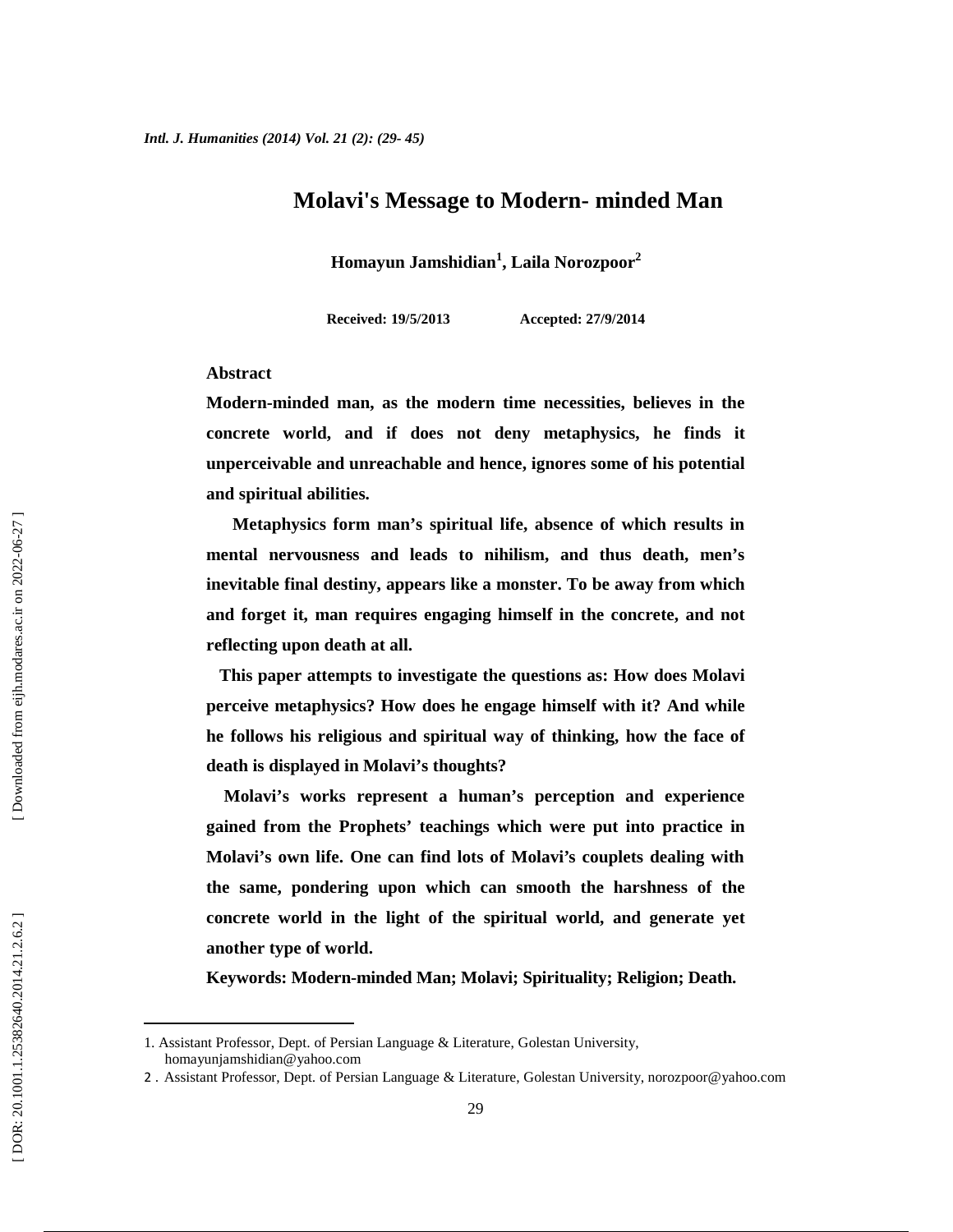# Molavi's Message to Modern- minded Man

**Homayun Jamshidian[1], Laila Norozpoor[2]**

**Received: 19/5/2013 Accepted: 27/9/2014**

**Abstract**

**Modern-minded man, as the modern time necessities, believes in the concrete world, and if does not deny metaphysics, he finds it unperceivable and unreachable and hence, ignores some of his potential and spiritual abilities.**

**Metaphysics form man's spiritual life, absence of which results in mental nervousness and leads to nihilism, and thus death, men's inevitable final destiny, appears like a monster. To be away from which and forget it, man requires engaging himself in the concrete, and not reflecting upon death at all.**

**This paper attempts to investigate the questions as: How does Molavi perceive metaphysics? How does he engage himself with it? And while he follows his religious and spiritual way of thinking, how the face of death is displayed in Molavi's thoughts?**

**Molavi's works represent a human's perception and experience gained from the Prophets' teachings which were put into practice in Molavi's own life. One can find lots of Molavi's couplets dealing with the same, pondering upon which can smooth the harshness of the concrete world in the light of the spiritual world, and generate yet another type of world.**

**Keywords: Modern-minded Man; Molavi; Spirituality; Religion; Death.**

---

1. Assistant Professor, Dept. of Persian Language & Literature, Golestan University, homayunjamshidian@yahoo.com

2 . Assistant Professor, Dept. of Persian Language & Literature, Golestan University, norozpoor@yahoo.com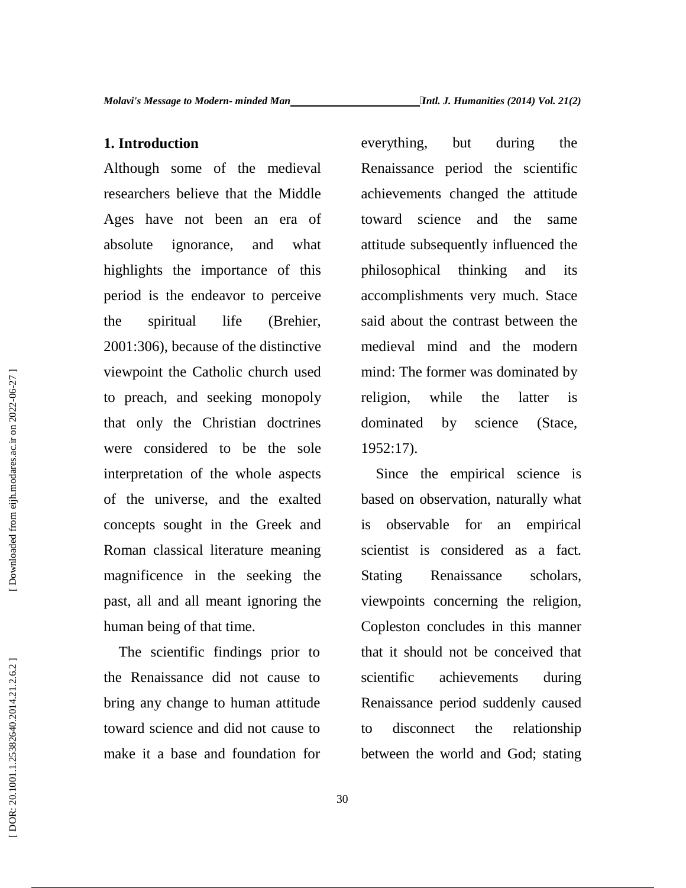## 1. Introduction

Although some of the medieval researchers believe that the Middle Ages have not been an era of absolute ignorance, and what highlights the importance of this period is the endeavor to perceive the spiritual life (Brehier, 2001:306), because of the distinctive viewpoint the Catholic church used to preach, and seeking monopoly that only the Christian doctrines were considered to be the sole interpretation of the whole aspects of the universe, and the exalted concepts sought in the Greek and Roman classical literature meaning magnificence in the seeking the past, all and all meant ignoring the human being of that time.

The scientific findings prior to the Renaissance did not cause to bring any change to human attitude toward science and did not cause to make it a base and foundation for everything, but during the Renaissance period the scientific achievements changed the attitude toward science and the same attitude subsequently influenced the philosophical thinking and its accomplishments very much. Stace said about the contrast between the medieval mind and the modern mind: The former was dominated by religion, while the latter is dominated by science (Stace, 1952:17).

Since the empirical science is based on observation, naturally what is observable for an empirical scientist is considered as a fact. Stating Renaissance scholars, viewpoints concerning the religion, Copleston concludes in this manner that it should not be conceived that scientific achievements during Renaissance period suddenly caused to disconnect the relationship between the world and God; stating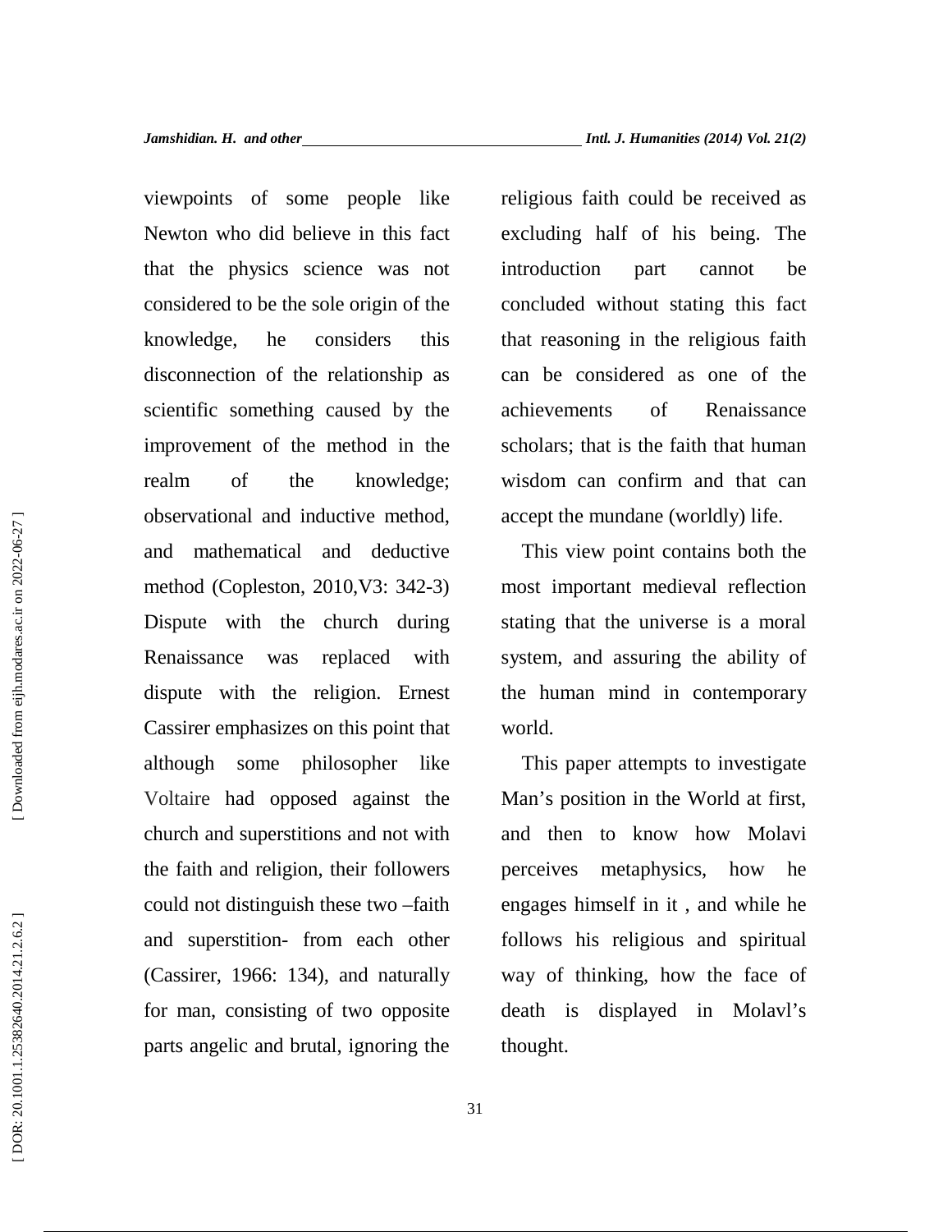viewpoints of some people like Newton who did believe in this fact that the physics science was not considered to be the sole origin of the knowledge, he considers this disconnection of the relationship as scientific something caused by the improvement of the method in the realm of the knowledge; observational and inductive method, and mathematical and deductive method (Copleston, 2010,V3: 342-3) Dispute with the church during Renaissance was replaced with dispute with the religion. Ernest Cassirer emphasizes on this point that although some philosopher like Voltaire had opposed against the church and superstitions and not with the faith and religion, their followers could not distinguish these two –faith and superstition- from each other (Cassirer, 1966: 134), and naturally for man, consisting of two opposite parts angelic and brutal, ignoring the religious faith could be received as excluding half of his being. The introduction part cannot be concluded without stating this fact that reasoning in the religious faith can be considered as one of the achievements of Renaissance scholars; that is the faith that human wisdom can confirm and that can accept the mundane (worldly) life.

This view point contains both the most important medieval reflection stating that the universe is a moral system, and assuring the ability of the human mind in contemporary world.

This paper attempts to investigate Man's position in the World at first, and then to know how Molavi perceives metaphysics, how he engages himself in it , and while he follows his religious and spiritual way of thinking, how the face of death is displayed in Molavl's thought.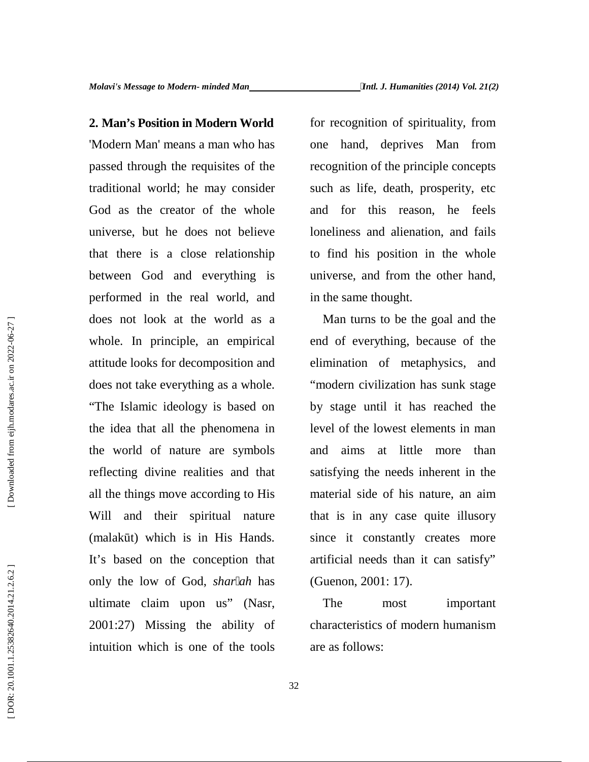## 2. Man's Position in Modern World

'Modern Man' means a man who has passed through the requisites of the traditional world; he may consider God as the creator of the whole universe, but he does not believe that there is a close relationship between God and everything is performed in the real world, and does not look at the world as a whole. In principle, an empirical attitude looks for decomposition and does not take everything as a whole. "The Islamic ideology is based on the idea that all the phenomena in the world of nature are symbols reflecting divine realities and that all the things move according to His Will and their spiritual nature (malakūt) which is in His Hands. It's based on the conception that only the low of God, *sharīah* has ultimate claim upon us" (Nasr, 2001:27) Missing the ability of intuition which is one of the tools for recognition of spirituality, from one hand, deprives Man from recognition of the principle concepts such as life, death, prosperity, etc and for this reason, he feels loneliness and alienation, and fails to find his position in the whole universe, and from the other hand, in the same thought.

Man turns to be the goal and the end of everything, because of the elimination of metaphysics, and "modern civilization has sunk stage by stage until it has reached the level of the lowest elements in man and aims at little more than satisfying the needs inherent in the material side of his nature, an aim that is in any case quite illusory since it constantly creates more artificial needs than it can satisfy" (Guenon, 2001: 17).

The most important characteristics of modern humanism are as follows: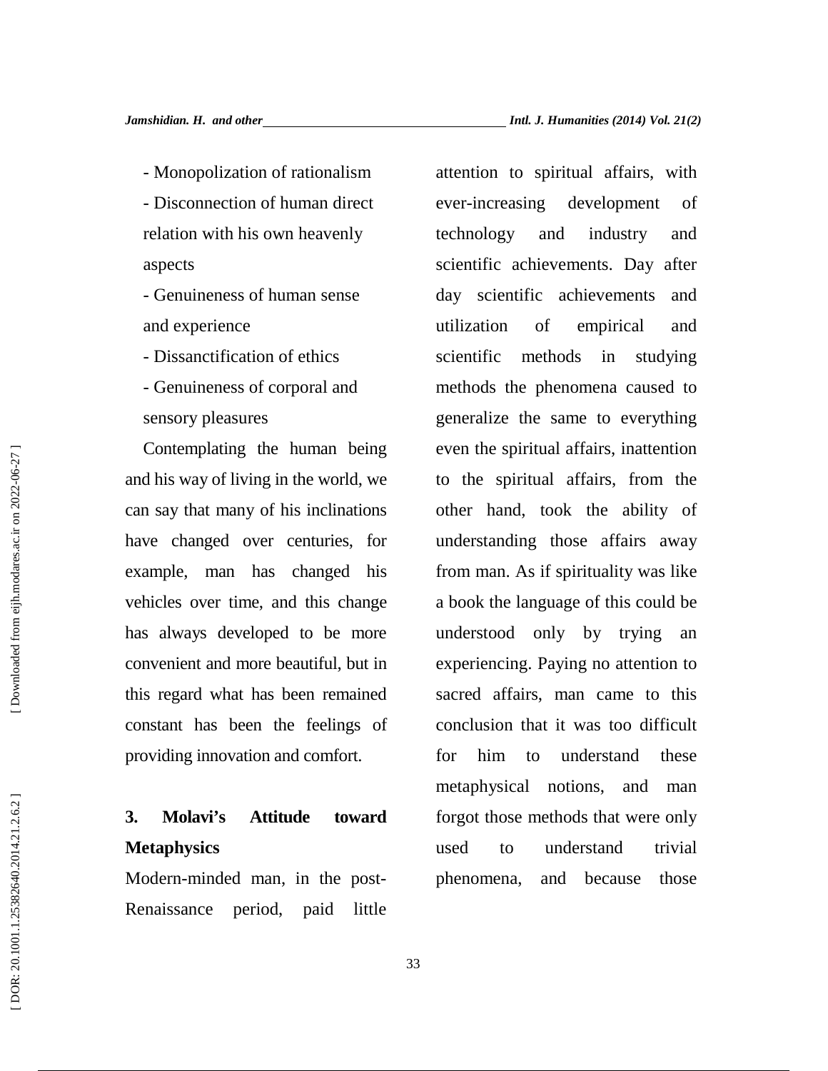- Monopolization of rationalism
- Disconnection of human direct relation with his own heavenly aspects
- Genuineness of human sense and experience
- Dissanctification of ethics
- Genuineness of corporal and sensory pleasures

Contemplating the human being and his way of living in the world, we can say that many of his inclinations have changed over centuries, for example, man has changed his vehicles over time, and this change has always developed to be more convenient and more beautiful, but in this regard what has been remained constant has been the feelings of providing innovation and comfort.

## 3. Molavi's Attitude toward Metaphysics

Modern-minded man, in the post-Renaissance period, paid little attention to spiritual affairs, with ever-increasing development of technology and industry and scientific achievements. Day after day scientific achievements and utilization of empirical and scientific methods in studying methods the phenomena caused to generalize the same to everything even the spiritual affairs, inattention to the spiritual affairs, from the other hand, took the ability of understanding those affairs away from man. As if spirituality was like a book the language of this could be understood only by trying an experiencing. Paying no attention to sacred affairs, man came to this conclusion that it was too difficult for him to understand these metaphysical notions, and man forgot those methods that were only used to understand trivial phenomena, and because those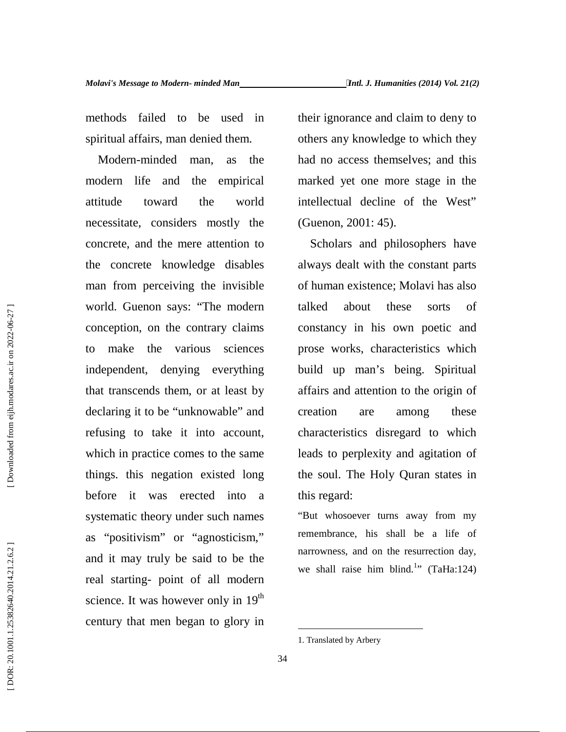methods failed to be used in spiritual affairs, man denied them.

Modern-minded man, as the modern life and the empirical attitude toward the world necessitate, considers mostly the concrete, and the mere attention to the concrete knowledge disables man from perceiving the invisible world. Guenon says: "The modern conception, on the contrary claims to make the various sciences independent, denying everything that transcends them, or at least by declaring it to be "unknowable" and refusing to take it into account, which in practice comes to the same things. this negation existed long before it was erected into a systematic theory under such names as "positivism" or "agnosticism," and it may truly be said to be the real starting- point of all modern science. It was however only in 19$^{th}$ century that men began to glory in their ignorance and claim to deny to others any knowledge to which they had no access themselves; and this marked yet one more stage in the intellectual decline of the West" (Guenon, 2001: 45).

Scholars and philosophers have always dealt with the constant parts of human existence; Molavi has also talked about these sorts of constancy in his own poetic and prose works, characteristics which build up man's being. Spiritual affairs and attention to the origin of creation are among these characteristics disregard to which leads to perplexity and agitation of the soul. The Holy Quran states in this regard:

"But whosoever turns away from my remembrance, his shall be a life of narrowness, and on the resurrection day, we shall raise him blind.[1]" (TaHa:124)

---

1. Translated by Arbery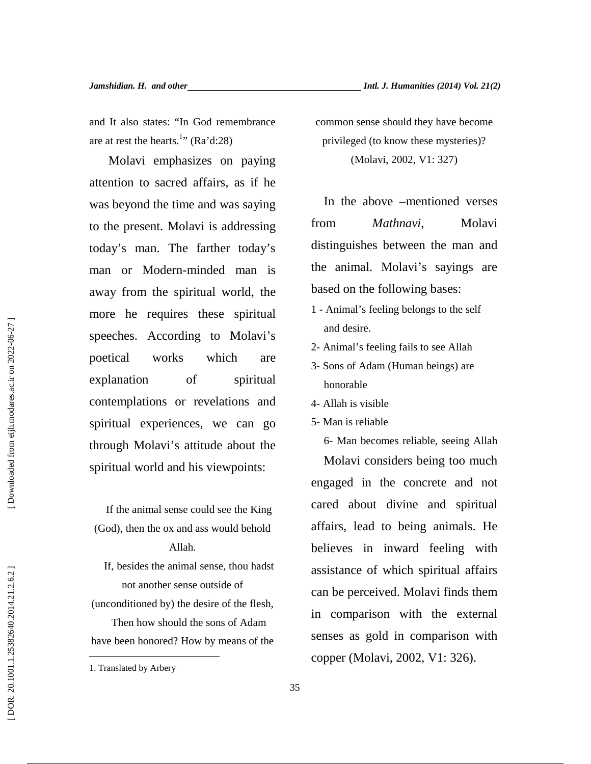and It also states: “In God remembrance are at rest the hearts.[1]” (Ra’d:28)

Molavi emphasizes on paying attention to sacred affairs, as if he was beyond the time and was saying to the present. Molavi is addressing today’s man. The farther today’s man or Modern-minded man is away from the spiritual world, the more he requires these spiritual speeches. According to Molavi’s poetical works which are explanation of spiritual contemplations or revelations and spiritual experiences, we can go through Molavi’s attitude about the spiritual world and his viewpoints:

> If the animal sense could see the King (God), then the ox and ass would behold Allah.
>
> If, besides the animal sense, thou hadst not another sense outside of (unconditioned by) the desire of the flesh,
>
> Then how should the sons of Adam have been honored? How by means of the common sense should they have become privileged (to know these mysteries)?
>
> (Molavi, 2002, V1: 327)

In the above –mentioned verses from *Mathnavi*, Molavi distinguishes between the man and the animal. Molavi’s sayings are based on the following bases:

1 - Animal’s feeling belongs to the self and desire.
2- Animal’s feeling fails to see Allah
3- Sons of Adam (Human beings) are honorable
4- Allah is visible
5- Man is reliable
6- Man becomes reliable, seeing Allah

Molavi considers being too much engaged in the concrete and not cared about divine and spiritual affairs, lead to being animals. He believes in inward feeling with assistance of which spiritual affairs can be perceived. Molavi finds them in comparison with the external senses as gold in comparison with copper (Molavi, 2002, V1: 326).

1. Translated by Arbery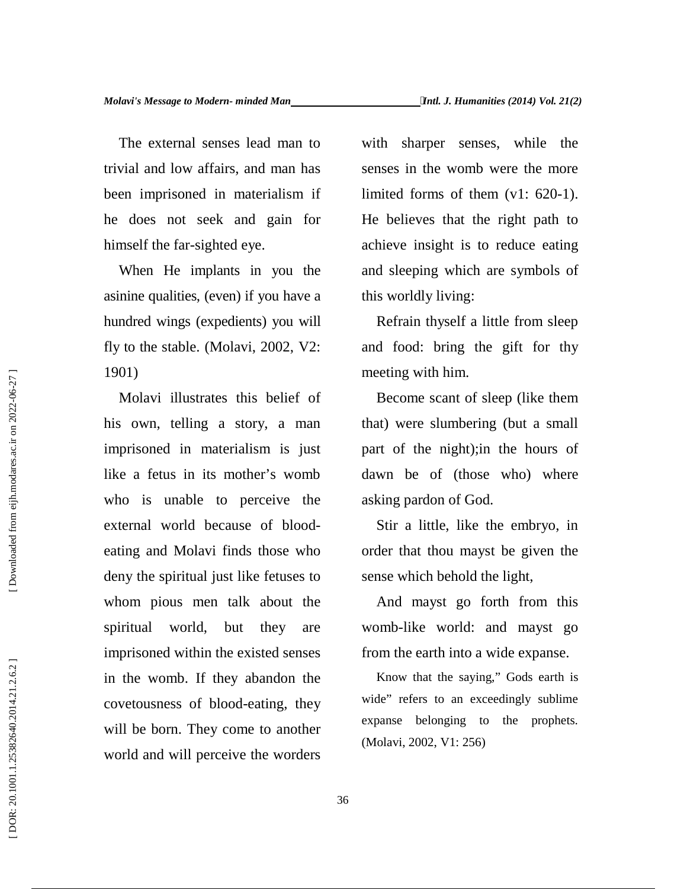The external senses lead man to trivial and low affairs, and man has been imprisoned in materialism if he does not seek and gain for himself the far-sighted eye.

When He implants in you the asinine qualities, (even) if you have a hundred wings (expedients) you will fly to the stable. (Molavi, 2002, V2: 1901)

Molavi illustrates this belief of his own, telling a story, a man imprisoned in materialism is just like a fetus in its mother's womb who is unable to perceive the external world because of blood-eating and Molavi finds those who deny the spiritual just like fetuses to whom pious men talk about the spiritual world, but they are imprisoned within the existed senses in the womb. If they abandon the covetousness of blood-eating, they will be born. They come to another world and will perceive the worders with sharper senses, while the senses in the womb were the more limited forms of them (v1: 620-1). He believes that the right path to achieve insight is to reduce eating and sleeping which are symbols of this worldly living:

Refrain thyself a little from sleep and food: bring the gift for thy meeting with him.

Become scant of sleep (like them that) were slumbering (but a small part of the night);in the hours of dawn be of (those who) where asking pardon of God.

Stir a little, like the embryo, in order that thou mayst be given the sense which behold the light,

And mayst go forth from this womb-like world: and mayst go from the earth into a wide expanse.

Know that the saying," Gods earth is wide" refers to an exceedingly sublime expanse belonging to the prophets. (Molavi, 2002, V1: 256)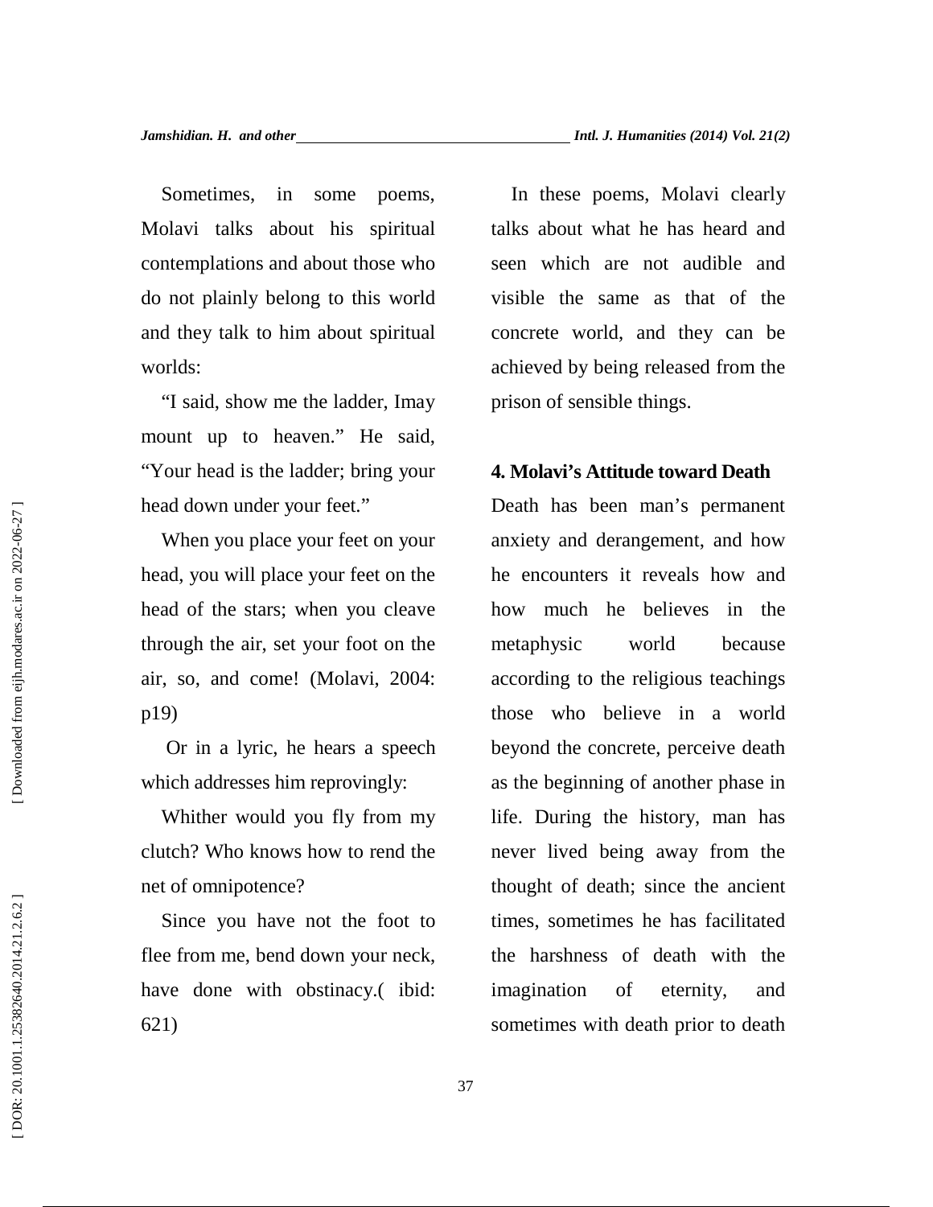Sometimes, in some poems, Molavi talks about his spiritual contemplations and about those who do not plainly belong to this world and they talk to him about spiritual worlds:

"I said, show me the ladder, Imay mount up to heaven." He said, "Your head is the ladder; bring your head down under your feet."

When you place your feet on your head, you will place your feet on the head of the stars; when you cleave through the air, set your foot on the air, so, and come! (Molavi, 2004: p19)

Or in a lyric, he hears a speech which addresses him reprovingly:

Whither would you fly from my clutch? Who knows how to rend the net of omnipotence?

Since you have not the foot to flee from me, bend down your neck, have done with obstinacy.( ibid: 621)

In these poems, Molavi clearly talks about what he has heard and seen which are not audible and visible the same as that of the concrete world, and they can be achieved by being released from the prison of sensible things.

## 4. Molavi's Attitude toward Death

Death has been man's permanent anxiety and derangement, and how he encounters it reveals how and how much he believes in the metaphysic world because according to the religious teachings those who believe in a world beyond the concrete, perceive death as the beginning of another phase in life. During the history, man has never lived being away from the thought of death; since the ancient times, sometimes he has facilitated the harshness of death with the imagination of eternity, and sometimes with death prior to death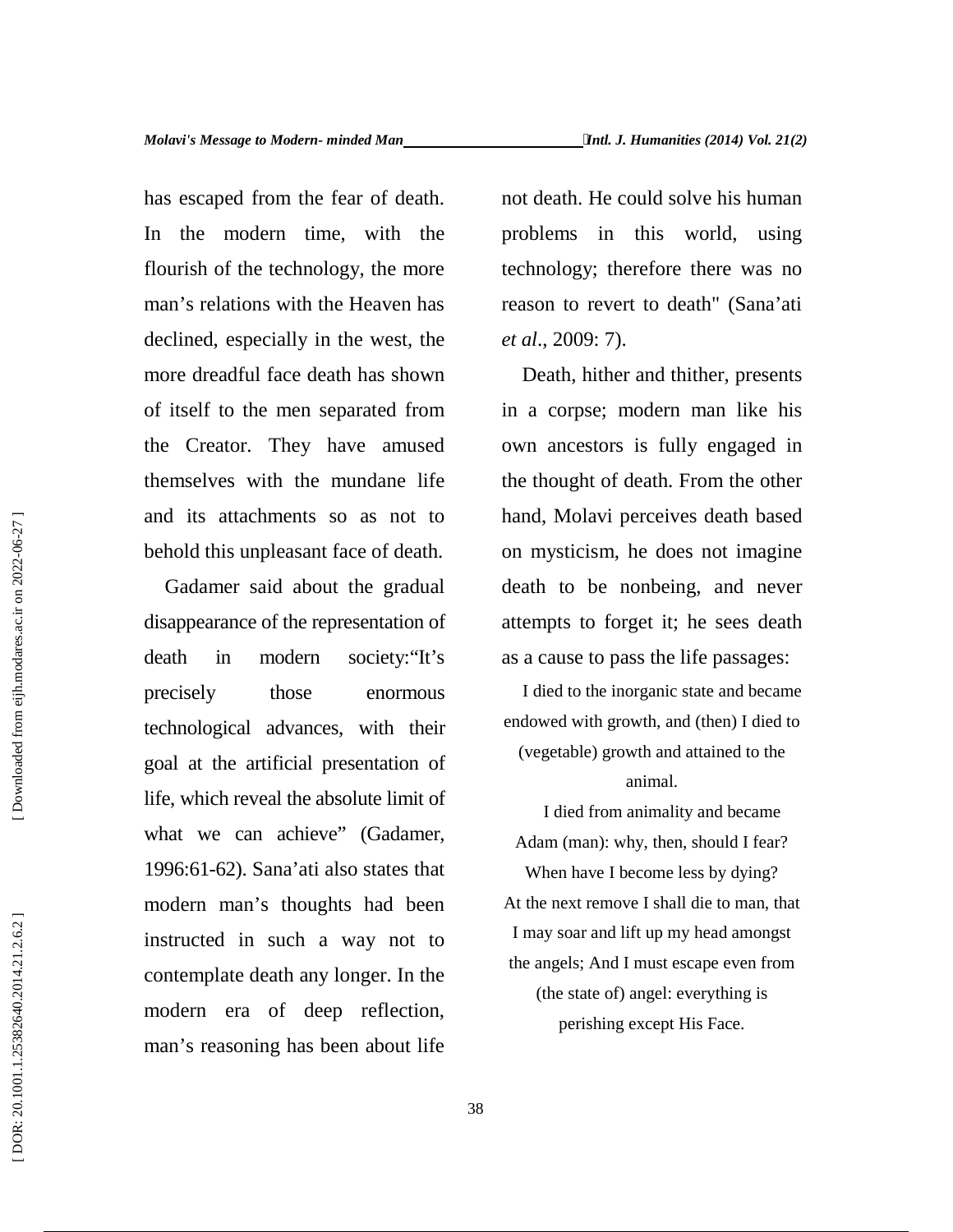has escaped from the fear of death. In the modern time, with the flourish of the technology, the more man's relations with the Heaven has declined, especially in the west, the more dreadful face death has shown of itself to the men separated from the Creator. They have amused themselves with the mundane life and its attachments so as not to behold this unpleasant face of death.

Gadamer said about the gradual disappearance of the representation of death in modern society:"It's precisely those enormous technological advances, with their goal at the artificial presentation of life, which reveal the absolute limit of what we can achieve" (Gadamer, 1996:61-62). Sana'ati also states that modern man's thoughts had been instructed in such a way not to contemplate death any longer. In the modern era of deep reflection, man's reasoning has been about life not death. He could solve his human problems in this world, using technology; therefore there was no reason to revert to death" (Sana'ati *et al*., 2009: 7).

Death, hither and thither, presents in a corpse; modern man like his own ancestors is fully engaged in the thought of death. From the other hand, Molavi perceives death based on mysticism, he does not imagine death to be nonbeing, and never attempts to forget it; he sees death as a cause to pass the life passages:

> I died to the inorganic state and became endowed with growth, and (then) I died to (vegetable) growth and attained to the animal.
>
> I died from animality and became Adam (man): why, then, should I fear? When have I become less by dying? At the next remove I shall die to man, that I may soar and lift up my head amongst the angels; And I must escape even from (the state of) angel: everything is perishing except His Face.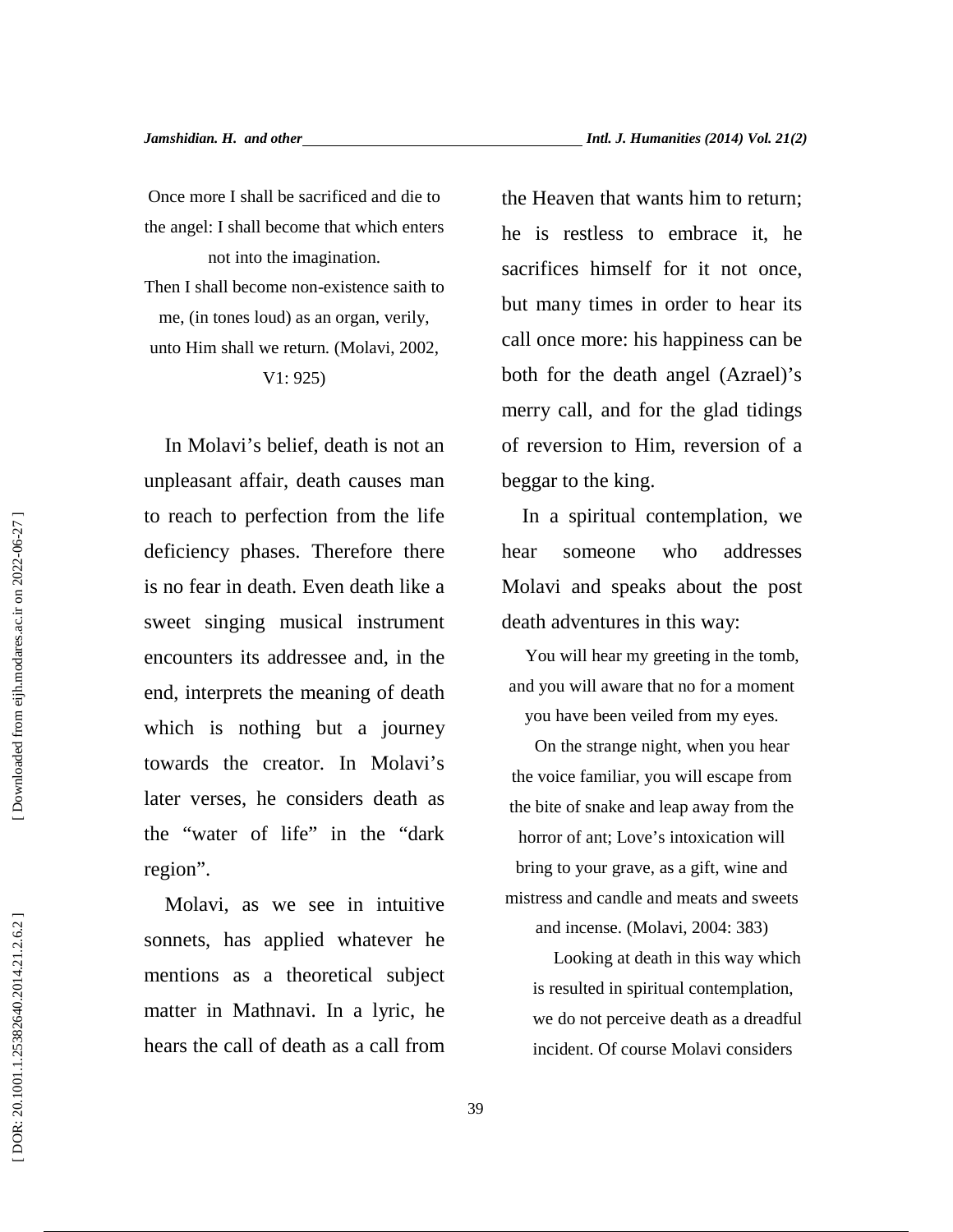Once more I shall be sacrificed and die to the angel: I shall become that which enters not into the imagination.

Then I shall become non-existence saith to me, (in tones loud) as an organ, verily, unto Him shall we return. (Molavi, 2002, V1: 925)

In Molavi's belief, death is not an unpleasant affair, death causes man to reach to perfection from the life deficiency phases. Therefore there is no fear in death. Even death like a sweet singing musical instrument encounters its addressee and, in the end, interprets the meaning of death which is nothing but a journey towards the creator. In Molavi's later verses, he considers death as the "water of life" in the "dark region".

Molavi, as we see in intuitive sonnets, has applied whatever he mentions as a theoretical subject matter in Mathnavi. In a lyric, he hears the call of death as a call from the Heaven that wants him to return; he is restless to embrace it, he sacrifices himself for it not once, but many times in order to hear its call once more: his happiness can be both for the death angel (Azrael)'s merry call, and for the glad tidings of reversion to Him, reversion of a beggar to the king.

In a spiritual contemplation, we hear someone who addresses Molavi and speaks about the post death adventures in this way:

You will hear my greeting in the tomb, and you will aware that no for a moment you have been veiled from my eyes.

On the strange night, when you hear the voice familiar, you will escape from the bite of snake and leap away from the horror of ant; Love's intoxication will bring to your grave, as a gift, wine and mistress and candle and meats and sweets and incense. (Molavi, 2004: 383)

Looking at death in this way which is resulted in spiritual contemplation, we do not perceive death as a dreadful incident. Of course Molavi considers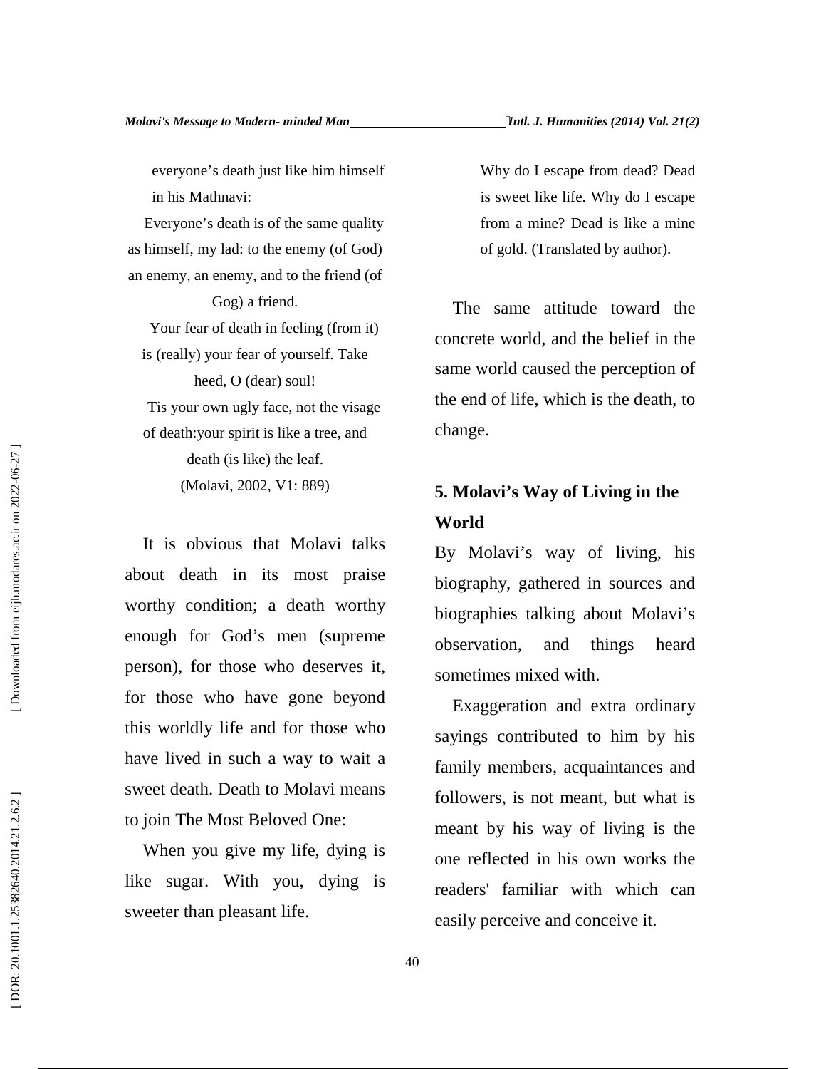everyone's death just like him himself in his Mathnavi:

Everyone's death is of the same quality as himself, my lad: to the enemy (of God) an enemy, an enemy, and to the friend (of Gog) a friend.

Your fear of death in feeling (from it) is (really) your fear of yourself. Take heed, O (dear) soul!

Tis your own ugly face, not the visage of death:your spirit is like a tree, and death (is like) the leaf.

(Molavi, 2002, V1: 889)

It is obvious that Molavi talks about death in its most praise worthy condition; a death worthy enough for God's men (supreme person), for those who deserves it, for those who have gone beyond this worldly life and for those who have lived in such a way to wait a sweet death. Death to Molavi means to join The Most Beloved One:

When you give my life, dying is like sugar. With you, dying is sweeter than pleasant life.

Why do I escape from dead? Dead is sweet like life. Why do I escape from a mine? Dead is like a mine of gold. (Translated by author).

The same attitude toward the concrete world, and the belief in the same world caused the perception of the end of life, which is the death, to change.

## 5. Molavi's Way of Living in the World

By Molavi's way of living, his biography, gathered in sources and biographies talking about Molavi's observation, and things heard sometimes mixed with.

Exaggeration and extra ordinary sayings contributed to him by his family members, acquaintances and followers, is not meant, but what is meant by his way of living is the one reflected in his own works the readers' familiar with which can easily perceive and conceive it.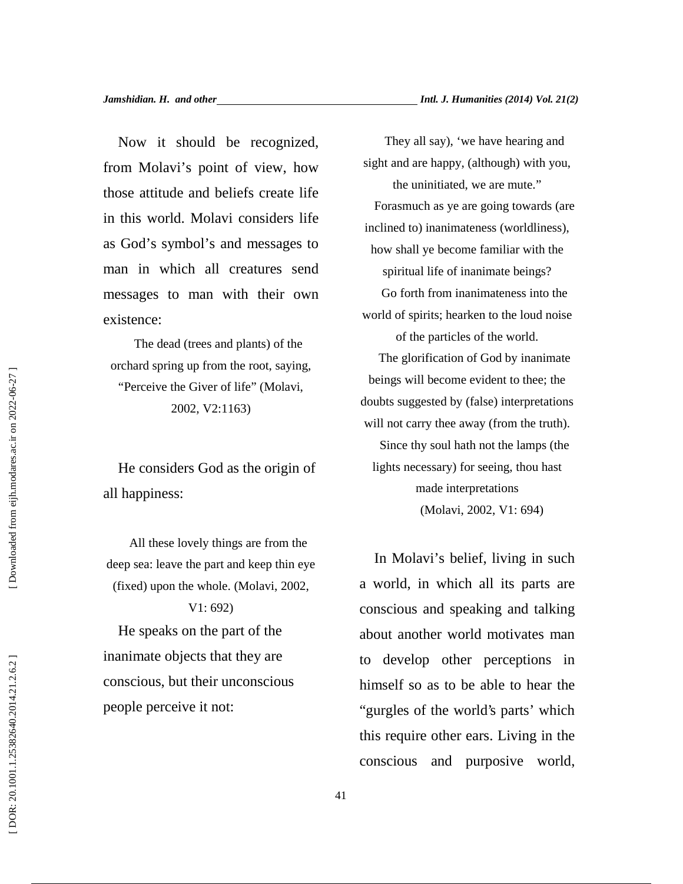Now it should be recognized, from Molavi's point of view, how those attitude and beliefs create life in this world. Molavi considers life as God's symbol's and messages to man in which all creatures send messages to man with their own existence:

> The dead (trees and plants) of the orchard spring up from the root, saying, "Perceive the Giver of life" (Molavi, 2002, V2:1163)

He considers God as the origin of all happiness:

> All these lovely things are from the deep sea: leave the part and keep thin eye (fixed) upon the whole. (Molavi, 2002, V1: 692)

He speaks on the part of the inanimate objects that they are conscious, but their unconscious people perceive it not:

> They all say), 'we have hearing and sight and are happy, (although) with you, the uninitiated, we are mute."
>
> Forasmuch as ye are going towards (are inclined to) inanimateness (worldliness), how shall ye become familiar with the spiritual life of inanimate beings?
>
> Go forth from inanimateness into the world of spirits; hearken to the loud noise of the particles of the world.
>
> The glorification of God by inanimate beings will become evident to thee; the doubts suggested by (false) interpretations will not carry thee away (from the truth).
>
> Since thy soul hath not the lamps (the lights necessary) for seeing, thou hast made interpretations
>
> (Molavi, 2002, V1: 694)

In Molavi's belief, living in such a world, in which all its parts are conscious and speaking and talking about another world motivates man to develop other perceptions in himself so as to be able to hear the "gurgles of the world's parts' which this require other ears. Living in the conscious and purposive world,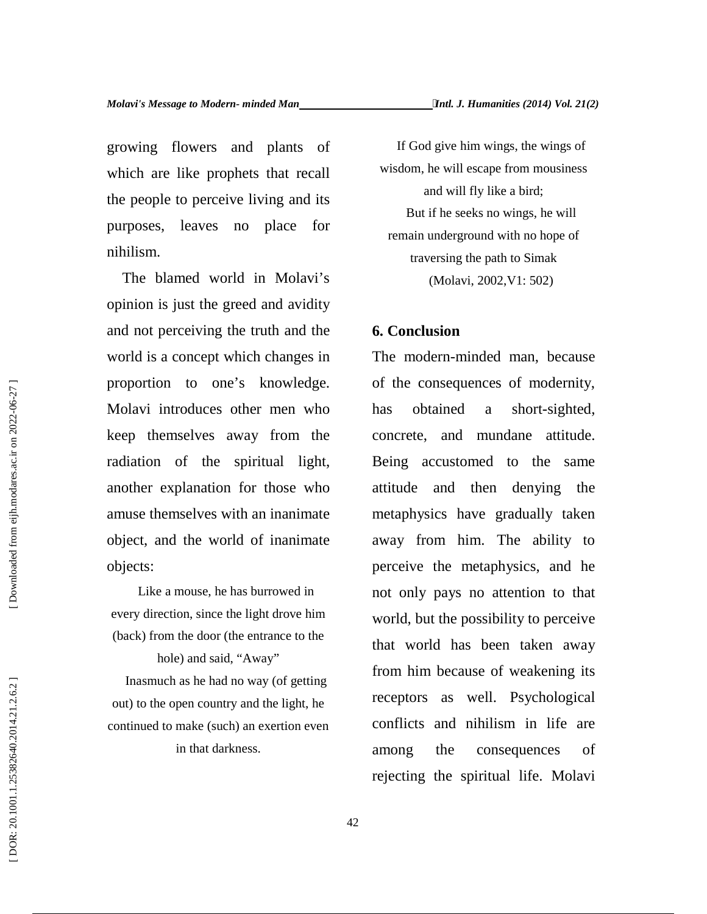growing flowers and plants of which are like prophets that recall the people to perceive living and its purposes, leaves no place for nihilism.

The blamed world in Molavi's opinion is just the greed and avidity and not perceiving the truth and the world is a concept which changes in proportion to one's knowledge. Molavi introduces other men who keep themselves away from the radiation of the spiritual light, another explanation for those who amuse themselves with an inanimate object, and the world of inanimate objects:

> Like a mouse, he has burrowed in every direction, since the light drove him (back) from the door (the entrance to the hole) and said, "Away"
>
> Inasmuch as he had no way (of getting out) to the open country and the light, he continued to make (such) an exertion even in that darkness.
>
> If God give him wings, the wings of wisdom, he will escape from mousiness and will fly like a bird;
>
> But if he seeks no wings, he will remain underground with no hope of traversing the path to Simak
>
> (Molavi, 2002,V1: 502)

## 6. Conclusion

The modern-minded man, because of the consequences of modernity, has obtained a short-sighted, concrete, and mundane attitude. Being accustomed to the same attitude and then denying the metaphysics have gradually taken away from him. The ability to perceive the metaphysics, and he not only pays no attention to that world, but the possibility to perceive that world has been taken away from him because of weakening its receptors as well. Psychological conflicts and nihilism in life are among the consequences of rejecting the spiritual life. Molavi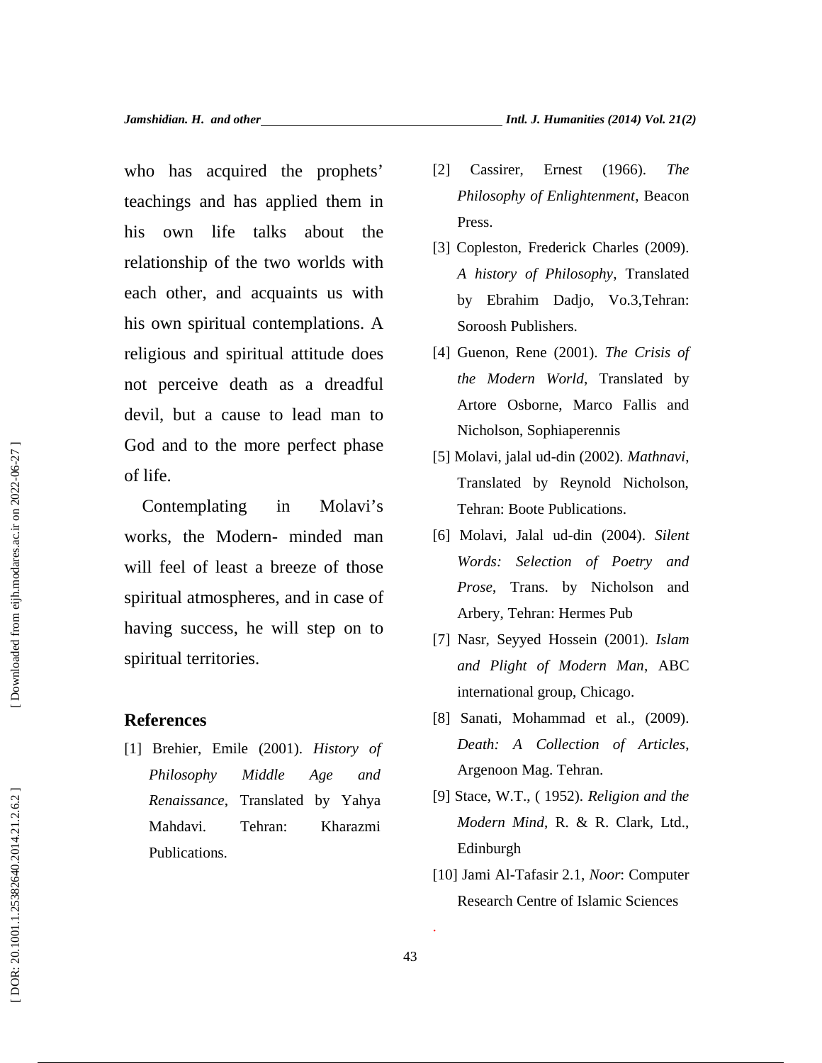who has acquired the prophets' teachings and has applied them in his own life talks about the relationship of the two worlds with each other, and acquaints us with his own spiritual contemplations. A religious and spiritual attitude does not perceive death as a dreadful devil, but a cause to lead man to God and to the more perfect phase of life.

Contemplating in Molavi's works, the Modern- minded man will feel of least a breeze of those spiritual atmospheres, and in case of having success, he will step on to spiritual territories.

## References

[1] Brehier, Emile (2001). *History of Philosophy Middle Age and Renaissance*, Translated by Yahya Mahdavi. Tehran: Kharazmi Publications.

[2] Cassirer, Ernest (1966). *The Philosophy of Enlightenment*, Beacon Press.

[3] Copleston, Frederick Charles (2009). *A history of Philosophy*, Translated by Ebrahim Dadjo, Vo.3,Tehran: Soroosh Publishers.

[4] Guenon, Rene (2001). *The Crisis of the Modern World*, Translated by Artore Osborne, Marco Fallis and Nicholson, Sophiaperennis

[5] Molavi, jalal ud-din (2002). *Mathnavi*, Translated by Reynold Nicholson, Tehran: Boote Publications.

[6] Molavi, Jalal ud-din (2004). *Silent Words: Selection of Poetry and Prose*, Trans. by Nicholson and Arbery, Tehran: Hermes Pub

[7] Nasr, Seyyed Hossein (2001). *Islam and Plight of Modern Man*, ABC international group, Chicago.

[8] Sanati, Mohammad et al., (2009). *Death: A Collection of Articles*, Argenoon Mag. Tehran.

[9] Stace, W.T., ( 1952). *Religion and the Modern Mind*, R. & R. Clark, Ltd., Edinburgh

[10] Jami Al-Tafasir 2.1, *Noor*: Computer Research Centre of Islamic Sciences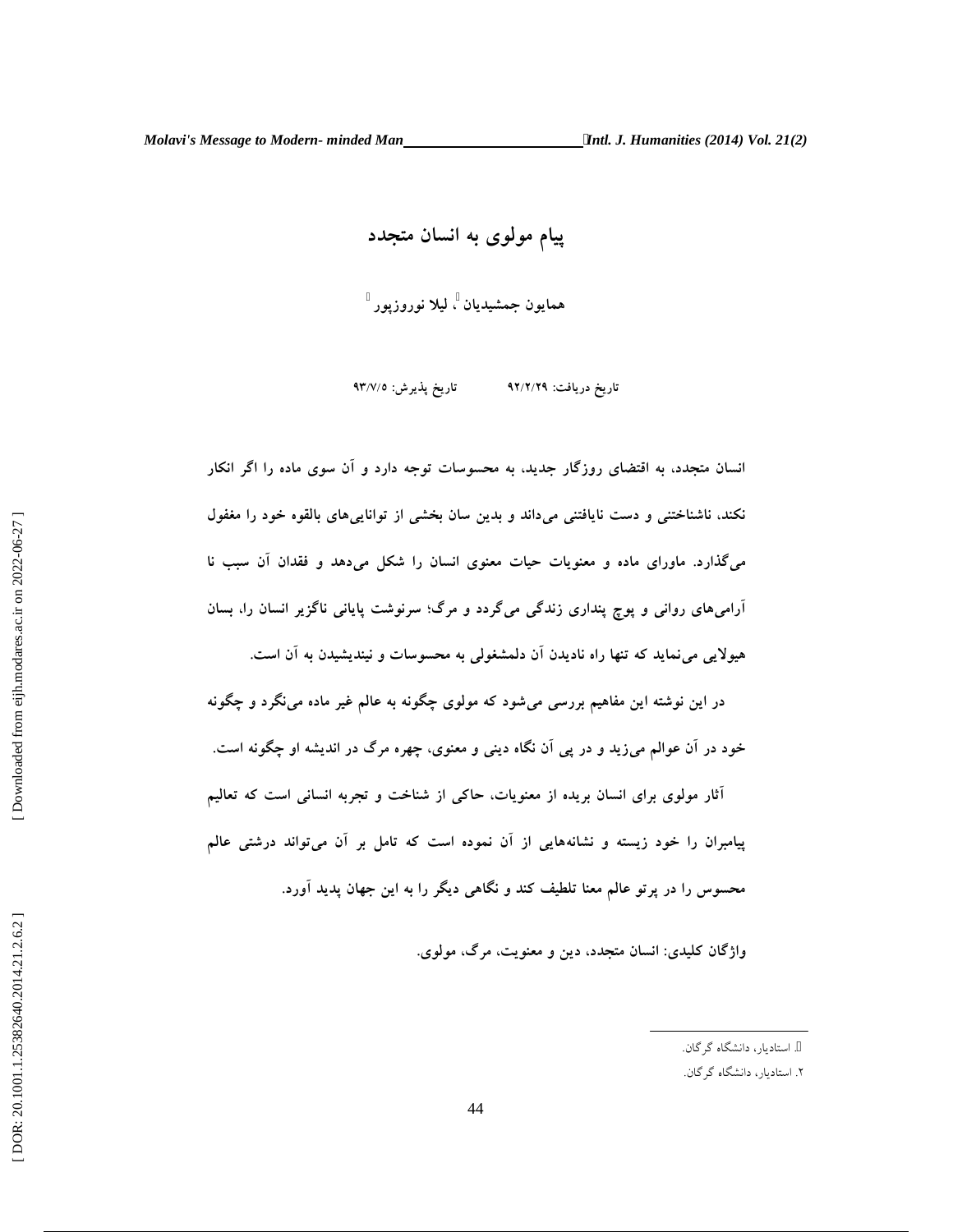# پیام مولوی به انسان متجدد

همایون جمشیدیان[1]، لیلا نوروزپور[2]

تاریخ دریافت: ۹۲/۲/۲۹ تاریخ پذیرش: ۹۳/۷/۵

انسان متجدد، به اقتضای روزگار جدید، به محسوسات توجه دارد و آن سوی ماده را اگر انکار نکند، ناشناختنی و دست نایافتنی می‌داند و بدین سان بخشی از توانایی‌های بالقوه خود را مغفول می‌گذارد. ماورای ماده و معنویات حیات معنوی انسان را شکل می‌دهد و فقدان آن سبب نا آرامی‌های روانی و پوچ پنداری زندگی می‌گردد و مرگ؛ سرنوشت پایانی ناگزیر انسان را، بسان هیولایی می‌نماید که تنها راه نادیدن آن دلمشغولی به محسوسات و نیندیشیدن به آن است.

در این نوشته این مفاهیم بررسی می‌شود که مولوی چگونه به عالم غیر ماده می‌نگرد و چگونه خود در آن عوالم می‌زید و در پی آن نگاه دینی و معنوی، چهره مرگ در اندیشه او چگونه است.

آثار مولوی برای انسان بریده از معنویات، حاکی از شناخت و تجربه انسانی است که تعالیم پیامبران را خود زیسته و نشانه‌هایی از آن نموده است که تامل بر آن می‌تواند درشتی عالم محسوس را در پرتو عالم معنا تلطیف کند و نگاهی دیگر را به این جهان پدید آورد.

**واژگان کلیدی:** انسان متجدد، دین و معنویت، مرگ، مولوی.

---

[1]. استادیار، دانشگاه گرگان.

[2]. استادیار، دانشگاه گرگان.